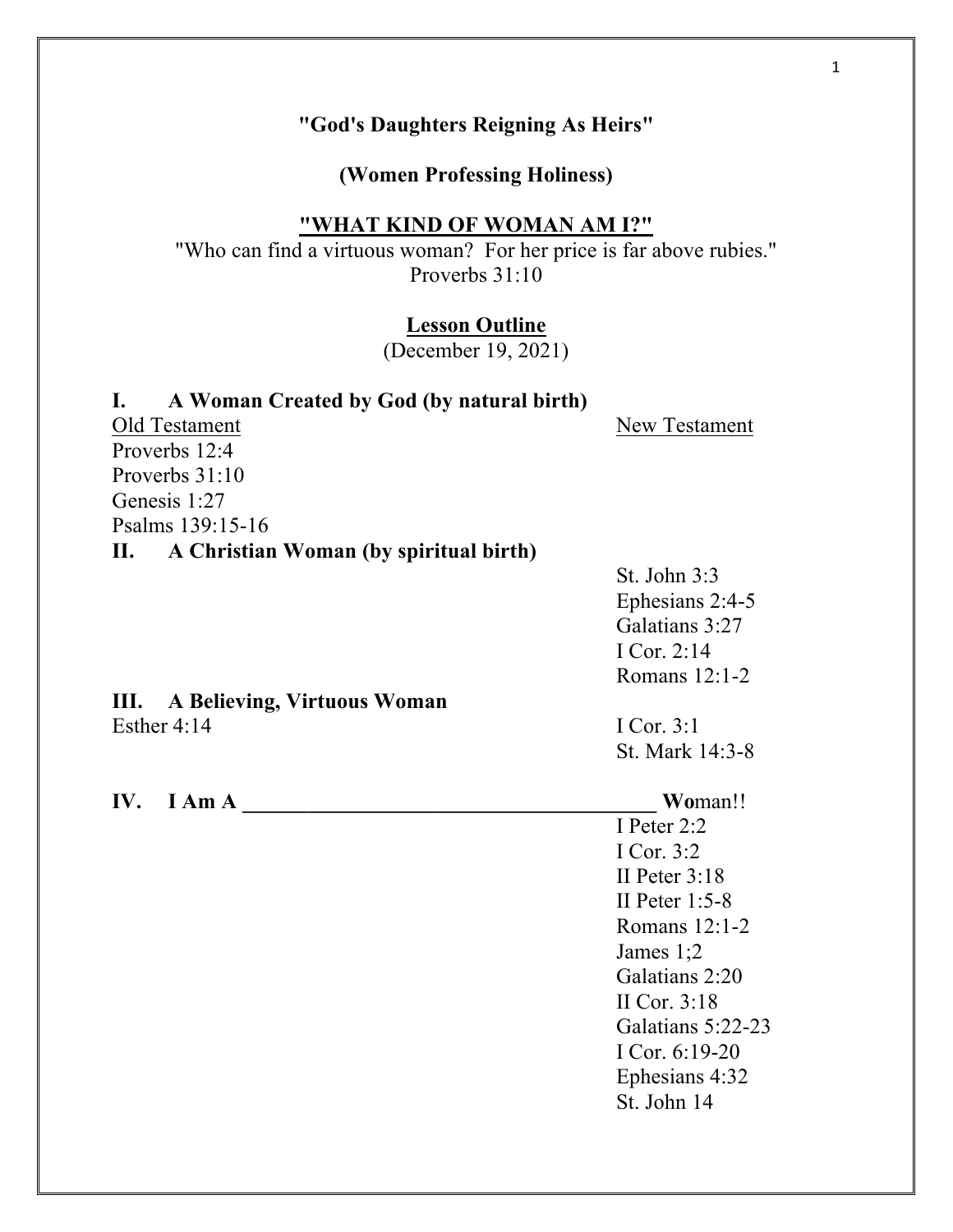**"God's Daughters Reigning As Heirs"**

**(Women Professing Holiness)**

# "WHAT KIND OF WOMAN AM I?"

"Who can find a virtuous woman? For her price is far above rubies."
Proverbs 31:10

## Lesson Outline

(December 19, 2021)

### I. A Woman Created by God (by natural birth)

| Old Testament | New Testament |
|---|---|
| Proverbs 12:4 | |
| Proverbs 31:10 | |
| Genesis 1:27 | |
| Psalms 139:15-16 | |

### II. A Christian Woman (by spiritual birth)

St. John 3:3
Ephesians 2:4-5
Galatians 3:27
I Cor. 2:14
Romans 12:1-2

### III. A Believing, Virtuous Woman

| Old Testament | New Testament |
|---|---|
| Esther 4:14 | I Cor. 3:1 |
| | St. Mark 14:3-8 |

### IV. I Am A ________________________________________ **Wo**man!!

I Peter 2:2
I Cor. 3:2
II Peter 3:18
II Peter 1:5-8
Romans 12:1-2
James 1;2
Galatians 2:20
II Cor. 3:18
Galatians 5:22-23
I Cor. 6:19-20
Ephesians 4:32
St. John 14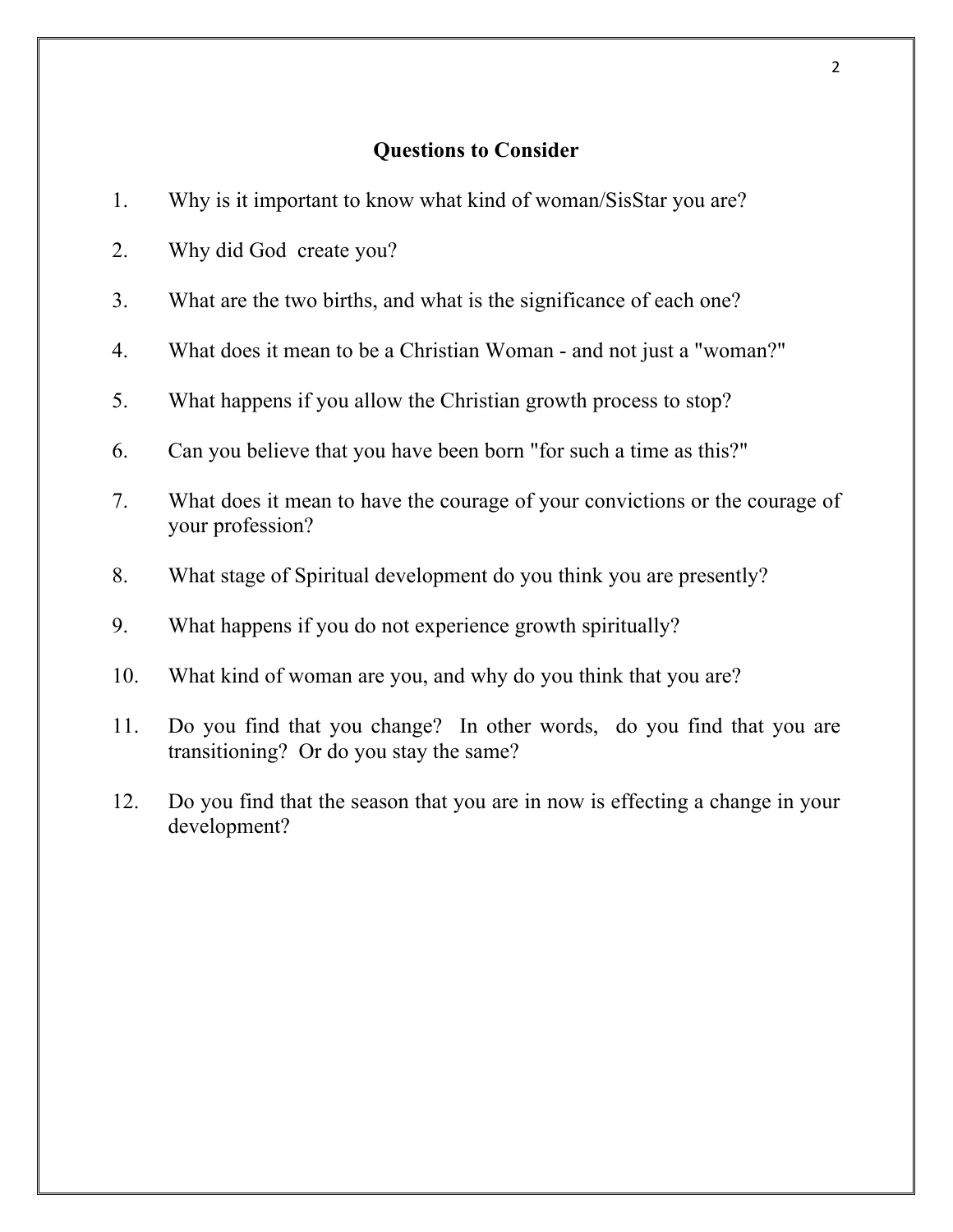## Questions to Consider

1. Why is it important to know what kind of woman/SisStar you are?
2. Why did God create you?
3. What are the two births, and what is the significance of each one?
4. What does it mean to be a Christian Woman - and not just a "woman?"
5. What happens if you allow the Christian growth process to stop?
6. Can you believe that you have been born "for such a time as this?"
7. What does it mean to have the courage of your convictions or the courage of your profession?
8. What stage of Spiritual development do you think you are presently?
9. What happens if you do not experience growth spiritually?
10. What kind of woman are you, and why do you think that you are?
11. Do you find that you change? In other words, do you find that you are transitioning? Or do you stay the same?
12. Do you find that the season that you are in now is effecting a change in your development?